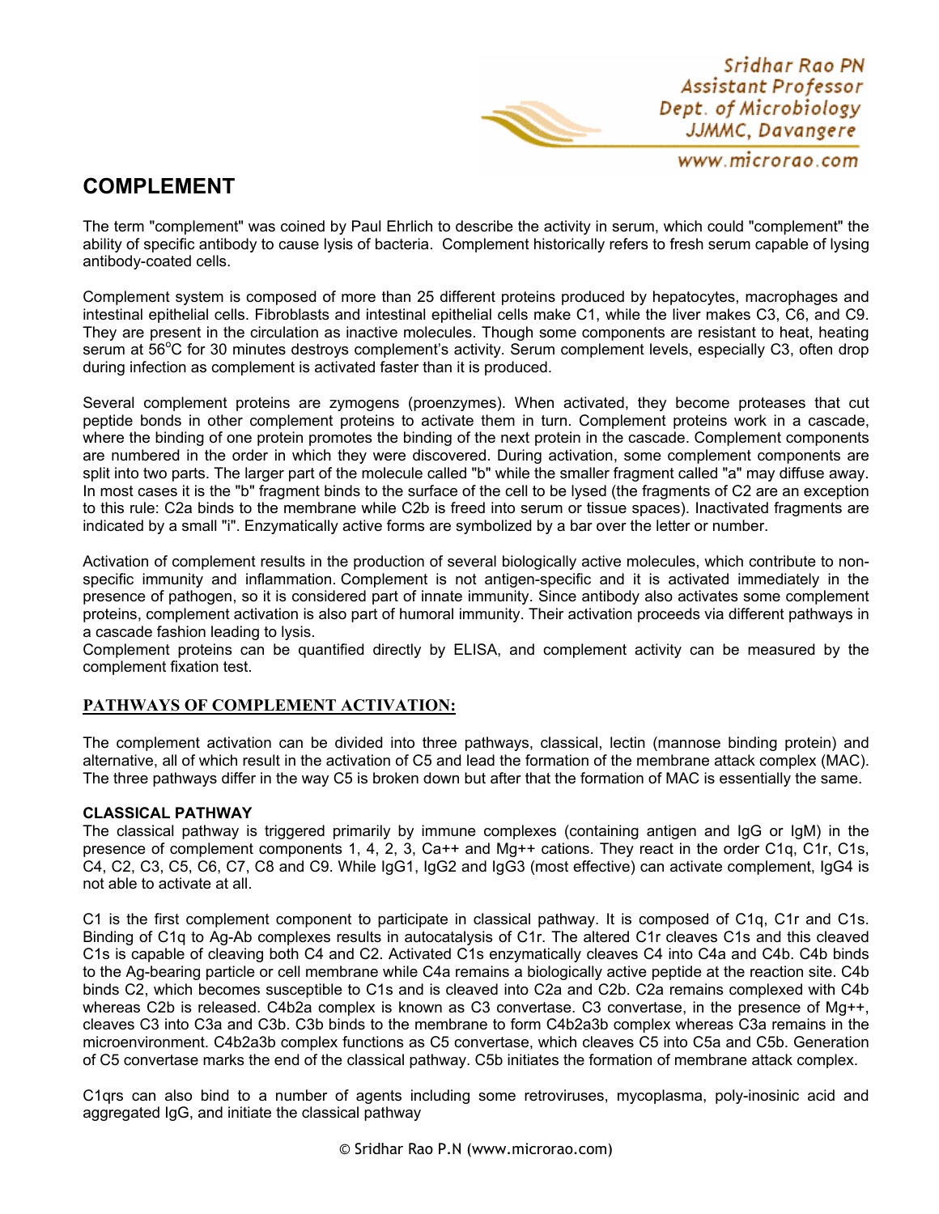# COMPLEMENT

The term "complement" was coined by Paul Ehrlich to describe the activity in serum, which could "complement" the ability of specific antibody to cause lysis of bacteria. Complement historically refers to fresh serum capable of lysing antibody-coated cells.

Complement system is composed of more than 25 different proteins produced by hepatocytes, macrophages and intestinal epithelial cells. Fibroblasts and intestinal epithelial cells make C1, while the liver makes C3, C6, and C9. They are present in the circulation as inactive molecules. Though some components are resistant to heat, heating serum at 56°C for 30 minutes destroys complement's activity. Serum complement levels, especially C3, often drop during infection as complement is activated faster than it is produced.

Several complement proteins are zymogens (proenzymes). When activated, they become proteases that cut peptide bonds in other complement proteins to activate them in turn. Complement proteins work in a cascade, where the binding of one protein promotes the binding of the next protein in the cascade. Complement components are numbered in the order in which they were discovered. During activation, some complement components are split into two parts. The larger part of the molecule called "b" while the smaller fragment called "a" may diffuse away. In most cases it is the "b" fragment binds to the surface of the cell to be lysed (the fragments of C2 are an exception to this rule: C2a binds to the membrane while C2b is freed into serum or tissue spaces). Inactivated fragments are indicated by a small "i". Enzymatically active forms are symbolized by a bar over the letter or number.

Activation of complement results in the production of several biologically active molecules, which contribute to non-specific immunity and inflammation. Complement is not antigen-specific and it is activated immediately in the presence of pathogen, so it is considered part of innate immunity. Since antibody also activates some complement proteins, complement activation is also part of humoral immunity. Their activation proceeds via different pathways in a cascade fashion leading to lysis.
Complement proteins can be quantified directly by ELISA, and complement activity can be measured by the complement fixation test.

## PATHWAYS OF COMPLEMENT ACTIVATION:

The complement activation can be divided into three pathways, classical, lectin (mannose binding protein) and alternative, all of which result in the activation of C5 and lead the formation of the membrane attack complex (MAC). The three pathways differ in the way C5 is broken down but after that the formation of MAC is essentially the same.

### CLASSICAL PATHWAY

The classical pathway is triggered primarily by immune complexes (containing antigen and IgG or IgM) in the presence of complement components 1, 4, 2, 3, $Ca^{++}$ and $Mg^{++}$ cations. They react in the order C1q, C1r, C1s, C4, C2, C3, C5, C6, C7, C8 and C9. While IgG1, IgG2 and IgG3 (most effective) can activate complement, IgG4 is not able to activate at all.

C1 is the first complement component to participate in classical pathway. It is composed of C1q, C1r and C1s. Binding of C1q to Ag-Ab complexes results in autocatalysis of C1r. The altered C1r cleaves C1s and this cleaved C1s is capable of cleaving both C4 and C2. Activated C1s enzymatically cleaves C4 into C4a and C4b. C4b binds to the Ag-bearing particle or cell membrane while C4a remains a biologically active peptide at the reaction site. C4b binds C2, which becomes susceptible to C1s and is cleaved into C2a and C2b. C2a remains complexed with C4b whereas C2b is released. C4b2a complex is known as C3 convertase. C3 convertase, in the presence of $Mg^{++}$, cleaves C3 into C3a and C3b. C3b binds to the membrane to form C4b2a3b complex whereas C3a remains in the microenvironment. C4b2a3b complex functions as C5 convertase, which cleaves C5 into C5a and C5b. Generation of C5 convertase marks the end of the classical pathway. C5b initiates the formation of membrane attack complex.

C1qrs can also bind to a number of agents including some retroviruses, mycoplasma, poly-inosinic acid and aggregated IgG, and initiate the classical pathway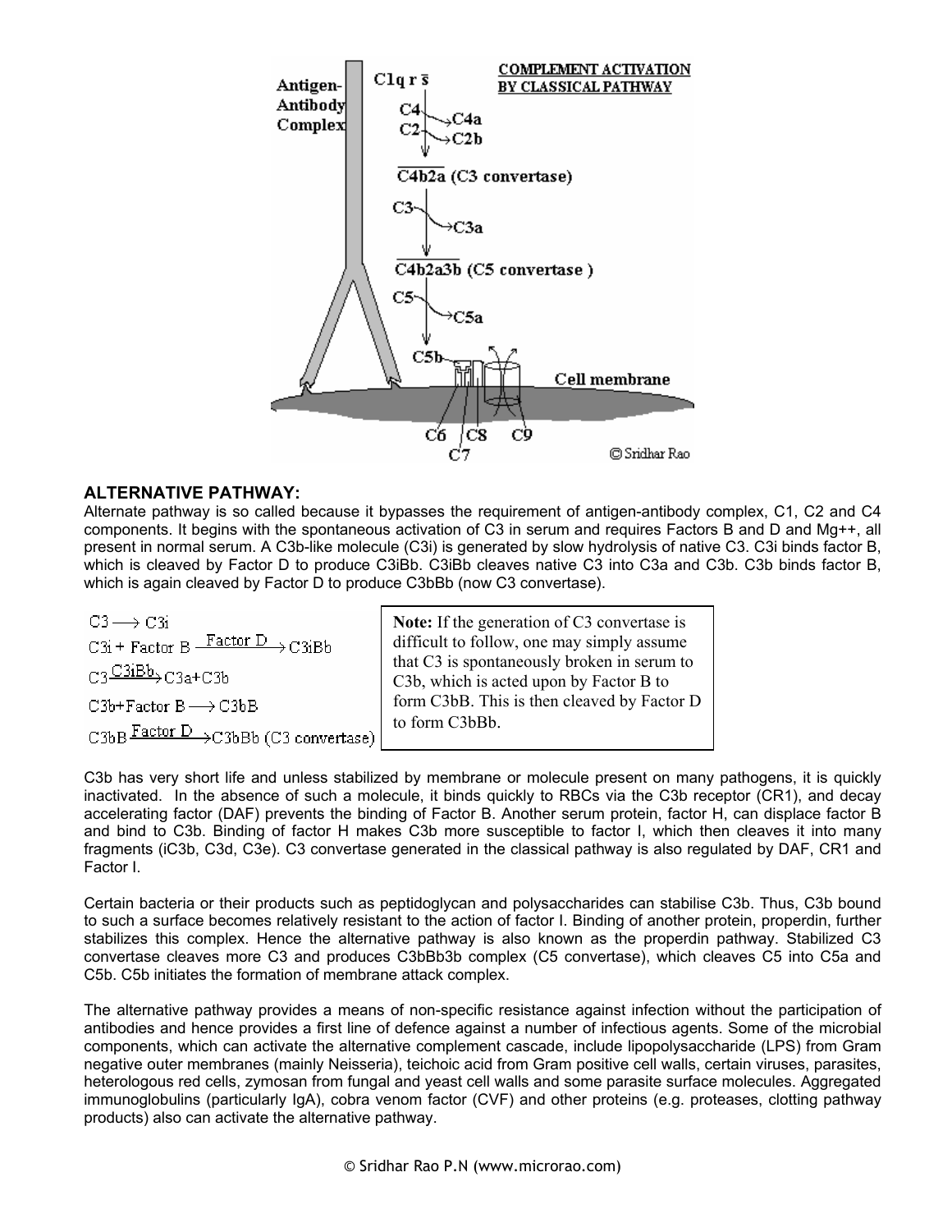## ALTERNATIVE PATHWAY:

Alternate pathway is so called because it bypasses the requirement of antigen-antibody complex, C1, C2 and C4 components. It begins with the spontaneous activation of C3 in serum and requires Factors B and D and Mg++, all present in normal serum. A C3b-like molecule (C3i) is generated by slow hydrolysis of native C3. C3i binds factor B, which is cleaved by Factor D to produce C3iBb. C3iBb cleaves native C3 into C3a and C3b. C3b binds factor B, which is again cleaved by Factor D to produce C3bBb (now C3 convertase).

$$C3 \longrightarrow C3i$$
$$C3i + \text{Factor B} \xrightarrow{\text{Factor D}} C3iBb$$
$$C3 \xrightarrow{C3iBb} C3a + C3b$$
$$C3b + \text{Factor B} \longrightarrow C3bB$$
$$C3bB \xrightarrow{\text{Factor D}} C3bBb \text{ (C3 convertase)}$$

> **Note:** If the generation of C3 convertase is difficult to follow, one may simply assume that C3 is spontaneously broken in serum to C3b, which is acted upon by Factor B to form C3bB. This is then cleaved by Factor D to form C3bBb.

C3b has very short life and unless stabilized by membrane or molecule present on many pathogens, it is quickly inactivated. In the absence of such a molecule, it binds quickly to RBCs via the C3b receptor (CR1), and decay accelerating factor (DAF) prevents the binding of Factor B. Another serum protein, factor H, can displace factor B and bind to C3b. Binding of factor H makes C3b more susceptible to factor I, which then cleaves it into many fragments (iC3b, C3d, C3e). C3 convertase generated in the classical pathway is also regulated by DAF, CR1 and Factor I.

Certain bacteria or their products such as peptidoglycan and polysaccharides can stabilise C3b. Thus, C3b bound to such a surface becomes relatively resistant to the action of factor I. Binding of another protein, properdin, further stabilizes this complex. Hence the alternative pathway is also known as the properdin pathway. Stabilized C3 convertase cleaves more C3 and produces C3bBb3b complex (C5 convertase), which cleaves C5 into C5a and C5b. C5b initiates the formation of membrane attack complex.

The alternative pathway provides a means of non-specific resistance against infection without the participation of antibodies and hence provides a first line of defence against a number of infectious agents. Some of the microbial components, which can activate the alternative complement cascade, include lipopolysaccharide (LPS) from Gram negative outer membranes (mainly Neisseria), teichoic acid from Gram positive cell walls, certain viruses, parasites, heterologous red cells, zymosan from fungal and yeast cell walls and some parasite surface molecules. Aggregated immunoglobulins (particularly IgA), cobra venom factor (CVF) and other proteins (e.g. proteases, clotting pathway products) also can activate the alternative pathway.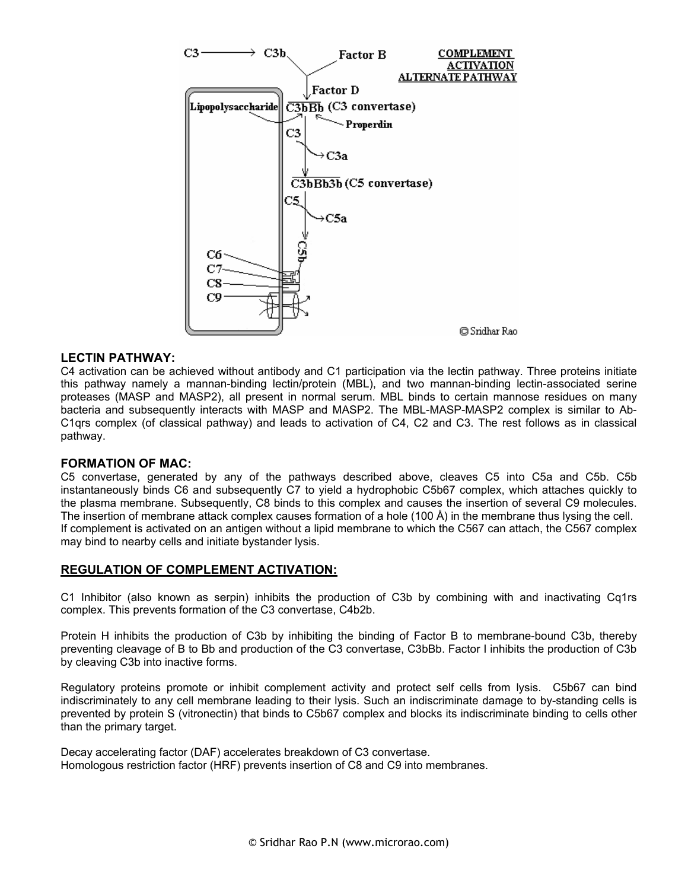## LECTIN PATHWAY:

C4 activation can be achieved without antibody and C1 participation via the lectin pathway. Three proteins initiate this pathway namely a mannan-binding lectin/protein (MBL), and two mannan-binding lectin-associated serine proteases (MASP and MASP2), all present in normal serum. MBL binds to certain mannose residues on many bacteria and subsequently interacts with MASP and MASP2. The MBL-MASP-MASP2 complex is similar to Ab-C1qrs complex (of classical pathway) and leads to activation of C4, C2 and C3. The rest follows as in classical pathway.

## FORMATION OF MAC:

C5 convertase, generated by any of the pathways described above, cleaves C5 into C5a and C5b. C5b instantaneously binds C6 and subsequently C7 to yield a hydrophobic C5b67 complex, which attaches quickly to the plasma membrane. Subsequently, C8 binds to this complex and causes the insertion of several C9 molecules. The insertion of membrane attack complex causes formation of a hole (100 Å) in the membrane thus lysing the cell. If complement is activated on an antigen without a lipid membrane to which the C567 can attach, the C567 complex may bind to nearby cells and initiate bystander lysis.

## REGULATION OF COMPLEMENT ACTIVATION:

C1 Inhibitor (also known as serpin) inhibits the production of C3b by combining with and inactivating Cq1rs complex. This prevents formation of the C3 convertase, C4b2b.

Protein H inhibits the production of C3b by inhibiting the binding of Factor B to membrane-bound C3b, thereby preventing cleavage of B to Bb and production of the C3 convertase, C3bBb. Factor I inhibits the production of C3b by cleaving C3b into inactive forms.

Regulatory proteins promote or inhibit complement activity and protect self cells from lysis. C5b67 can bind indiscriminately to any cell membrane leading to their lysis. Such an indiscriminate damage to by-standing cells is prevented by protein S (vitronectin) that binds to C5b67 complex and blocks its indiscriminate binding to cells other than the primary target.

Decay accelerating factor (DAF) accelerates breakdown of C3 convertase.
Homologous restriction factor (HRF) prevents insertion of C8 and C9 into membranes.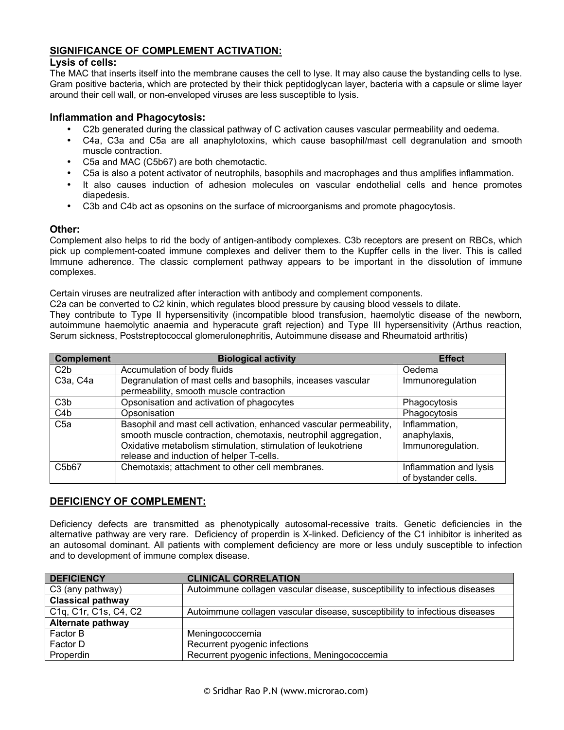## SIGNIFICANCE OF COMPLEMENT ACTIVATION:

### Lysis of cells:

The MAC that inserts itself into the membrane causes the cell to lyse. It may also cause the bystanding cells to lyse. Gram positive bacteria, which are protected by their thick peptidoglycan layer, bacteria with a capsule or slime layer around their cell wall, or non-enveloped viruses are less susceptible to lysis.

### Inflammation and Phagocytosis:

- C2b generated during the classical pathway of C activation causes vascular permeability and oedema.
- C4a, C3a and C5a are all anaphylotoxins, which cause basophil/mast cell degranulation and smooth muscle contraction.
- C5a and MAC (C5b67) are both chemotactic.
- C5a is also a potent activator of neutrophils, basophils and macrophages and thus amplifies inflammation.
- It also causes induction of adhesion molecules on vascular endothelial cells and hence promotes diapedesis.
- C3b and C4b act as opsonins on the surface of microorganisms and promote phagocytosis.

### Other:

Complement also helps to rid the body of antigen-antibody complexes. C3b receptors are present on RBCs, which pick up complement-coated immune complexes and deliver them to the Kupffer cells in the liver. This is called Immune adherence. The classic complement pathway appears to be important in the dissolution of immune complexes.

Certain viruses are neutralized after interaction with antibody and complement components.
C2a can be converted to C2 kinin, which regulates blood pressure by causing blood vessels to dilate.
They contribute to Type II hypersensitivity (incompatible blood transfusion, haemolytic disease of the newborn, autoimmune haemolytic anaemia and hyperacute graft rejection) and Type III hypersensitivity (Arthus reaction, Serum sickness, Poststreptococcal glomerulonephritis, Autoimmune disease and Rheumatoid arthritis)

| Complement | Biological activity | Effect |
|---|---|---|
| C2b | Accumulation of body fluids | Oedema |
| C3a, C4a | Degranulation of mast cells and basophils, inceases vascular permeability, smooth muscle contraction | Immunoregulation |
| C3b | Opsonisation and activation of phagocytes | Phagocytosis |
| C4b | Opsonisation | Phagocytosis |
| C5a | Basophil and mast cell activation, enhanced vascular permeability, smooth muscle contraction, chemotaxis, neutrophil aggregation, Oxidative metabolism stimulation, stimulation of leukotriene release and induction of helper T-cells. | Inflammation, anaphylaxis, Immunoregulation. |
| C5b67 | Chemotaxis; attachment to other cell membranes. | Inflammation and lysis of bystander cells. |

## DEFICIENCY OF COMPLEMENT:

Deficiency defects are transmitted as phenotypically autosomal-recessive traits. Genetic deficiencies in the alternative pathway are very rare. Deficiency of properdin is X-linked. Deficiency of the C1 inhibitor is inherited as an autosomal dominant. All patients with complement deficiency are more or less unduly susceptible to infection and to development of immune complex disease.

| DEFICIENCY | CLINICAL CORRELATION |
|---|---|
| C3 (any pathway) | Autoimmune collagen vascular disease, susceptibility to infectious diseases |
| **Classical pathway** | |
| C1q, C1r, C1s, C4, C2 | Autoimmune collagen vascular disease, susceptibility to infectious diseases |
| **Alternate pathway** | |
| Factor B | Meningococcemia |
| Factor D | Recurrent pyogenic infections |
| Properdin | Recurrent pyogenic infections, Meningococcemia |

© Sridhar Rao P.N (www.microrao.com)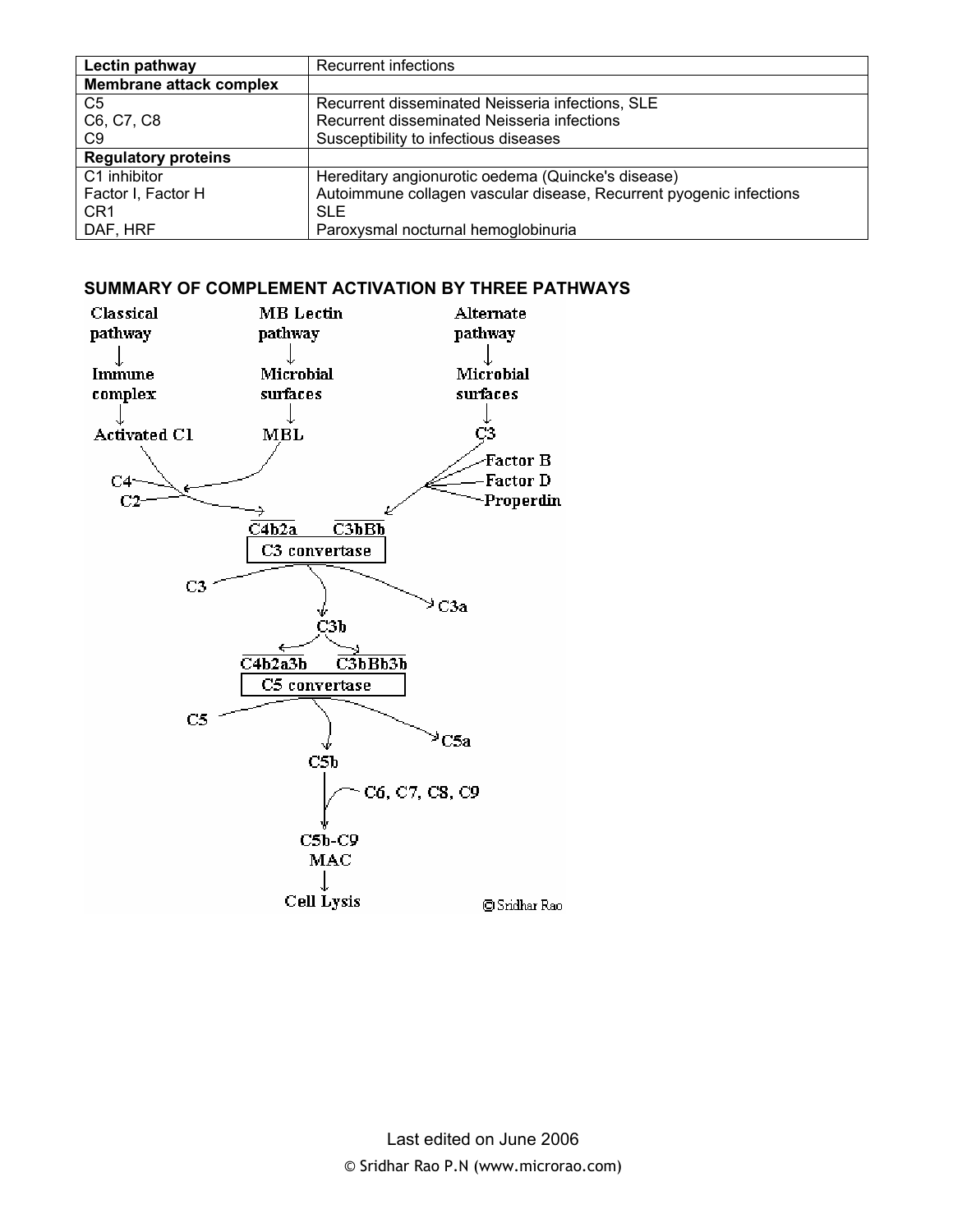| | |
|---|---|
| **Lectin pathway** | Recurrent infections |
| **Membrane attack complex** | |
| C5 | Recurrent disseminated Neisseria infections, SLE |
| C6, C7, C8 | Recurrent disseminated Neisseria infections |
| C9 | Susceptibility to infectious diseases |
| **Regulatory proteins** | |
| C1 inhibitor | Hereditary angionurotic oedema (Quincke's disease) |
| Factor I, Factor H | Autoimmune collagen vascular disease, Recurrent pyogenic infections |
| CR1 | SLE |
| DAF, HRF | Paroxysmal nocturnal hemoglobinuria |

## SUMMARY OF COMPLEMENT ACTIVATION BY THREE PATHWAYS

Classical pathway
Immune complex
Activated C1
MB Lectin pathway
Microbial surfaces
MBL
Alternate pathway
Microbial surfaces
C3
Factor B
Factor D
Properdin
C4
C2
C4b2a
C3bBb
C3 convertase
C3
C3a
C3b
C4b2a3b
C3bBb3b
C5 convertase
C5
C5a
C5b
C6, C7, C8, C9
C5b-C9
MAC
Cell Lysis
©Sridhar Rao

Last edited on June 2006

© Sridhar Rao P.N (www.microrao.com)